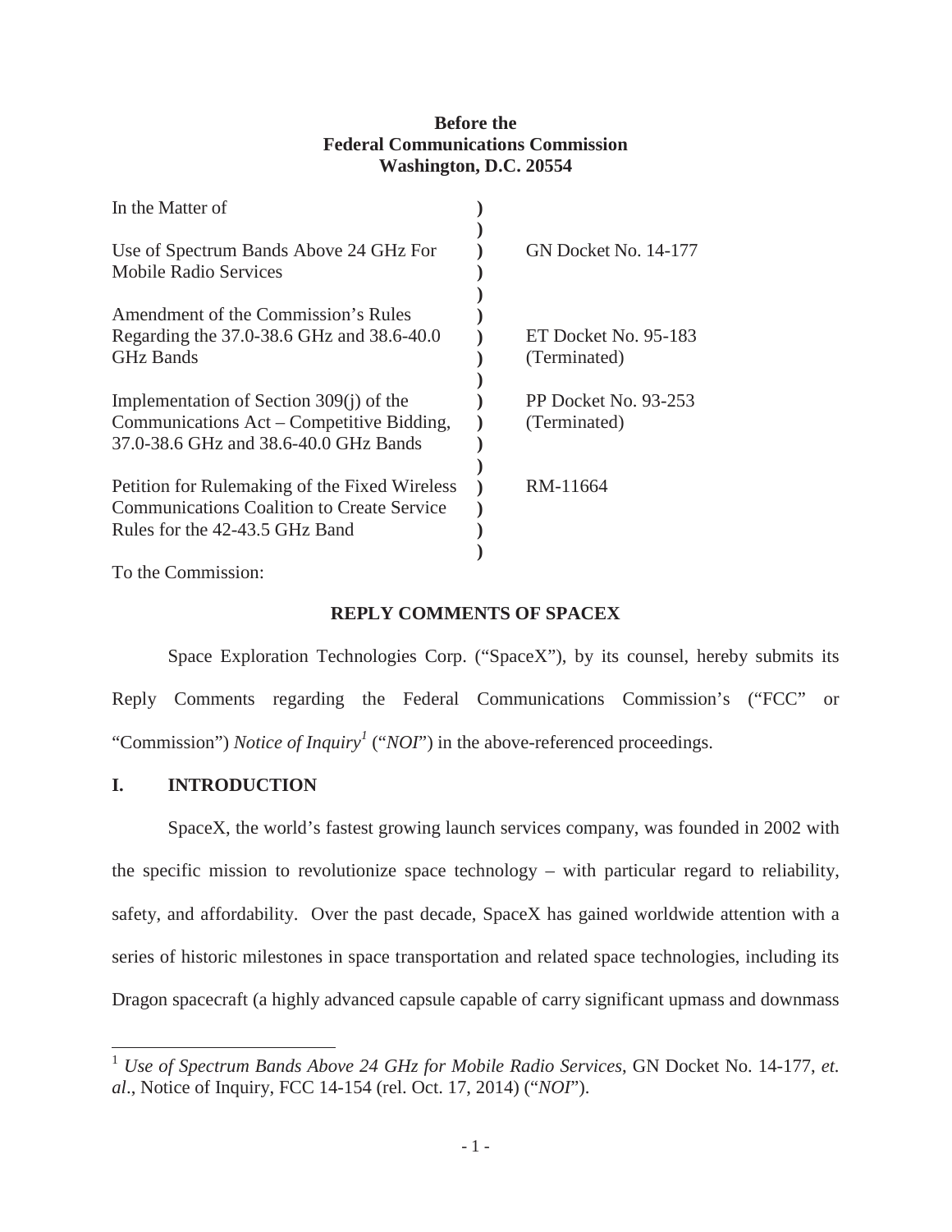**Before the**
**Federal Communications Commission**
**Washington, D.C. 20554**

| | | |
|---|---|---|
| In the Matter of | ) | |
| | ) | |
| Use of Spectrum Bands Above 24 GHz For Mobile Radio Services | ) | GN Docket No. 14-177 |
| | ) | |
| Amendment of the Commission's Rules Regarding the 37.0-38.6 GHz and 38.6-40.0 GHz Bands | ) | ET Docket No. 95-183 (Terminated) |
| | ) | |
| Implementation of Section 309(j) of the Communications Act – Competitive Bidding, 37.0-38.6 GHz and 38.6-40.0 GHz Bands | ) | PP Docket No. 93-253 (Terminated) |
| | ) | |
| Petition for Rulemaking of the Fixed Wireless Communications Coalition to Create Service Rules for the 42-43.5 GHz Band | ) | RM-11664 |
| | ) | |

To the Commission:

**REPLY COMMENTS OF SPACEX**

Space Exploration Technologies Corp. ("SpaceX"), by its counsel, hereby submits its Reply Comments regarding the Federal Communications Commission's ("FCC" or "Commission") *Notice of Inquiry*[1] ("*NOI*") in the above-referenced proceedings.

## I. INTRODUCTION

SpaceX, the world's fastest growing launch services company, was founded in 2002 with the specific mission to revolutionize space technology – with particular regard to reliability, safety, and affordability. Over the past decade, SpaceX has gained worldwide attention with a series of historic milestones in space transportation and related space technologies, including its Dragon spacecraft (a highly advanced capsule capable of carry significant upmass and downmass

---

[1] *Use of Spectrum Bands Above 24 GHz for Mobile Radio Services*, GN Docket No. 14-177, *et. al*., Notice of Inquiry, FCC 14-154 (rel. Oct. 17, 2014) ("*NOI*").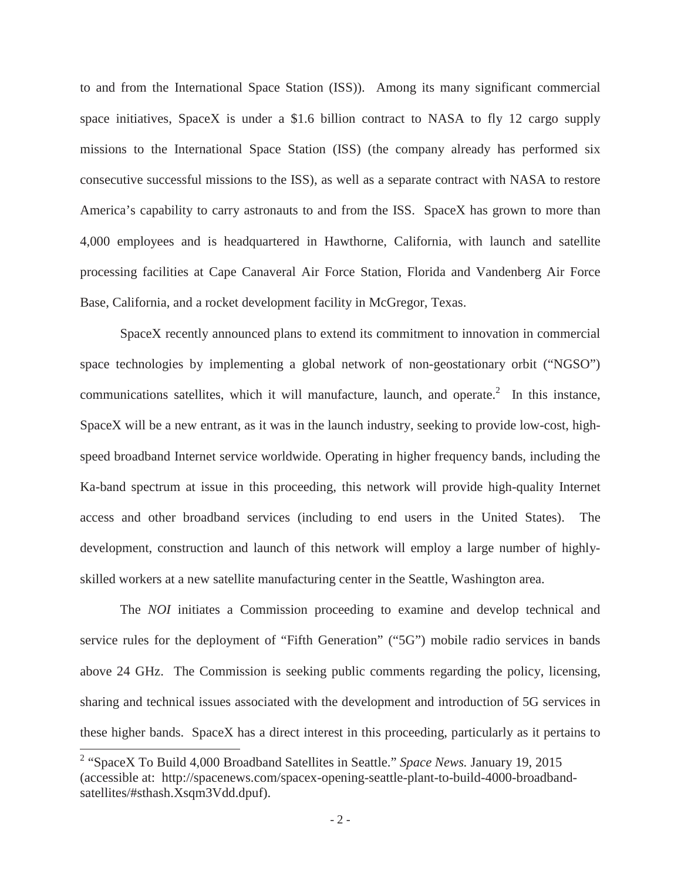to and from the International Space Station (ISS)). Among its many significant commercial space initiatives, SpaceX is under a $1.6 billion contract to NASA to fly 12 cargo supply missions to the International Space Station (ISS) (the company already has performed six consecutive successful missions to the ISS), as well as a separate contract with NASA to restore America's capability to carry astronauts to and from the ISS. SpaceX has grown to more than 4,000 employees and is headquartered in Hawthorne, California, with launch and satellite processing facilities at Cape Canaveral Air Force Station, Florida and Vandenberg Air Force Base, California, and a rocket development facility in McGregor, Texas.

SpaceX recently announced plans to extend its commitment to innovation in commercial space technologies by implementing a global network of non-geostationary orbit ("NGSO") communications satellites, which it will manufacture, launch, and operate.[2] In this instance, SpaceX will be a new entrant, as it was in the launch industry, seeking to provide low-cost, high-speed broadband Internet service worldwide. Operating in higher frequency bands, including the Ka-band spectrum at issue in this proceeding, this network will provide high-quality Internet access and other broadband services (including to end users in the United States). The development, construction and launch of this network will employ a large number of highly-skilled workers at a new satellite manufacturing center in the Seattle, Washington area.

The *NOI* initiates a Commission proceeding to examine and develop technical and service rules for the deployment of "Fifth Generation" ("5G") mobile radio services in bands above 24 GHz. The Commission is seeking public comments regarding the policy, licensing, sharing and technical issues associated with the development and introduction of 5G services in these higher bands. SpaceX has a direct interest in this proceeding, particularly as it pertains to

[2] "SpaceX To Build 4,000 Broadband Satellites in Seattle." *Space News.* January 19, 2015 (accessible at: http://spacenews.com/spacex-opening-seattle-plant-to-build-4000-broadband-satellites/#sthash.Xsqm3Vdd.dpuf).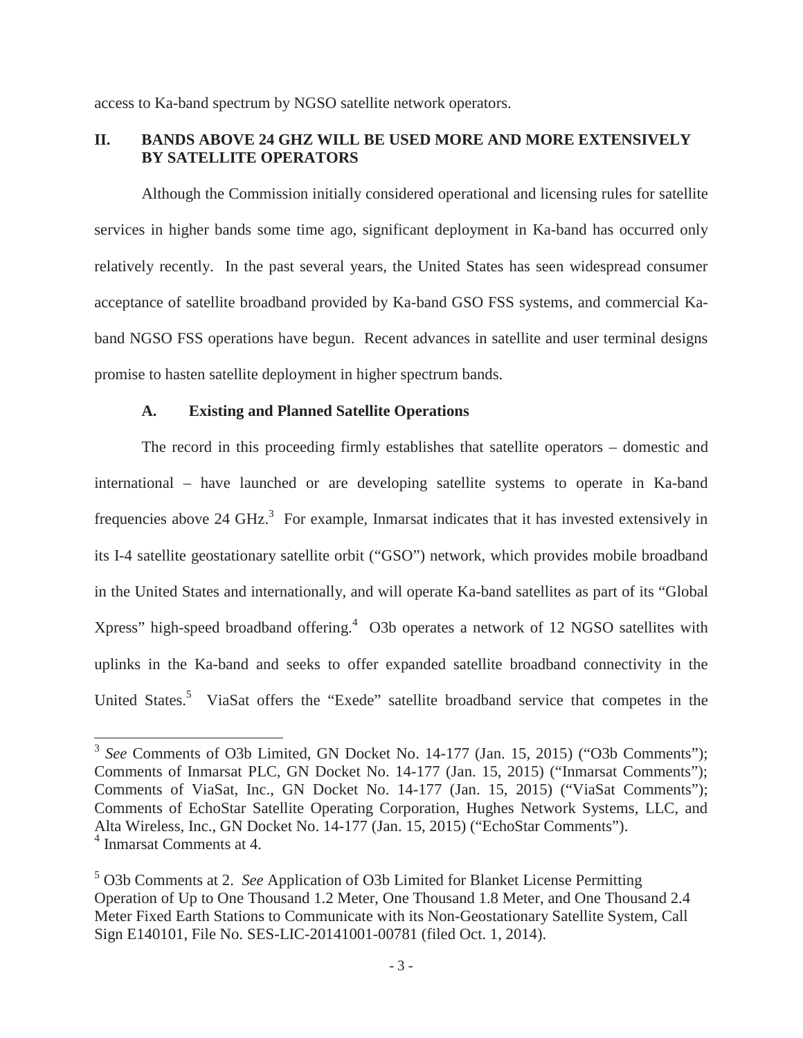access to Ka-band spectrum by NGSO satellite network operators.

## II. BANDS ABOVE 24 GHZ WILL BE USED MORE AND MORE EXTENSIVELY BY SATELLITE OPERATORS

Although the Commission initially considered operational and licensing rules for satellite services in higher bands some time ago, significant deployment in Ka-band has occurred only relatively recently. In the past several years, the United States has seen widespread consumer acceptance of satellite broadband provided by Ka-band GSO FSS systems, and commercial Ka-band NGSO FSS operations have begun. Recent advances in satellite and user terminal designs promise to hasten satellite deployment in higher spectrum bands.

### A. Existing and Planned Satellite Operations

The record in this proceeding firmly establishes that satellite operators – domestic and international – have launched or are developing satellite systems to operate in Ka-band frequencies above 24 GHz.[3] For example, Inmarsat indicates that it has invested extensively in its I-4 satellite geostationary satellite orbit ("GSO") network, which provides mobile broadband in the United States and internationally, and will operate Ka-band satellites as part of its "Global Xpress" high-speed broadband offering.[4] O3b operates a network of 12 NGSO satellites with uplinks in the Ka-band and seeks to offer expanded satellite broadband connectivity in the United States.[5] ViaSat offers the "Exede" satellite broadband service that competes in the

---

[3] *See* Comments of O3b Limited, GN Docket No. 14-177 (Jan. 15, 2015) ("O3b Comments"); Comments of Inmarsat PLC, GN Docket No. 14-177 (Jan. 15, 2015) ("Inmarsat Comments"); Comments of ViaSat, Inc., GN Docket No. 14-177 (Jan. 15, 2015) ("ViaSat Comments"); Comments of EchoStar Satellite Operating Corporation, Hughes Network Systems, LLC, and Alta Wireless, Inc., GN Docket No. 14-177 (Jan. 15, 2015) ("EchoStar Comments").

[4] Inmarsat Comments at 4.

[5] O3b Comments at 2. *See* Application of O3b Limited for Blanket License Permitting Operation of Up to One Thousand 1.2 Meter, One Thousand 1.8 Meter, and One Thousand 2.4 Meter Fixed Earth Stations to Communicate with its Non-Geostationary Satellite System, Call Sign E140101, File No. SES-LIC-20141001-00781 (filed Oct. 1, 2014).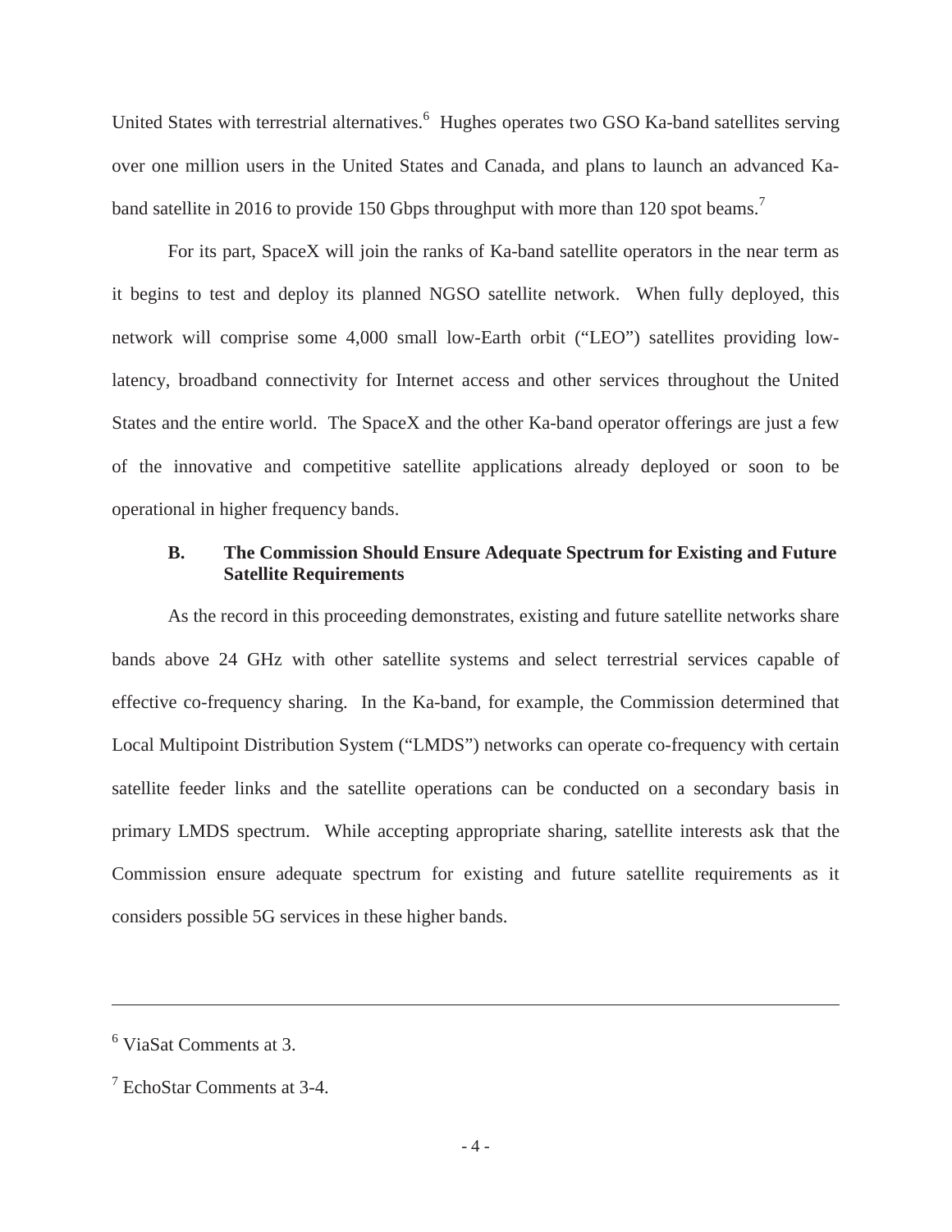United States with terrestrial alternatives.[6] Hughes operates two GSO Ka-band satellites serving over one million users in the United States and Canada, and plans to launch an advanced Ka-band satellite in 2016 to provide 150 Gbps throughput with more than 120 spot beams.[7]

For its part, SpaceX will join the ranks of Ka-band satellite operators in the near term as it begins to test and deploy its planned NGSO satellite network. When fully deployed, this network will comprise some 4,000 small low-Earth orbit ("LEO") satellites providing low-latency, broadband connectivity for Internet access and other services throughout the United States and the entire world. The SpaceX and the other Ka-band operator offerings are just a few of the innovative and competitive satellite applications already deployed or soon to be operational in higher frequency bands.

### B. The Commission Should Ensure Adequate Spectrum for Existing and Future Satellite Requirements

As the record in this proceeding demonstrates, existing and future satellite networks share bands above 24 GHz with other satellite systems and select terrestrial services capable of effective co-frequency sharing. In the Ka-band, for example, the Commission determined that Local Multipoint Distribution System ("LMDS") networks can operate co-frequency with certain satellite feeder links and the satellite operations can be conducted on a secondary basis in primary LMDS spectrum. While accepting appropriate sharing, satellite interests ask that the Commission ensure adequate spectrum for existing and future satellite requirements as it considers possible 5G services in these higher bands.

---

[6] ViaSat Comments at 3.

[7] EchoStar Comments at 3-4.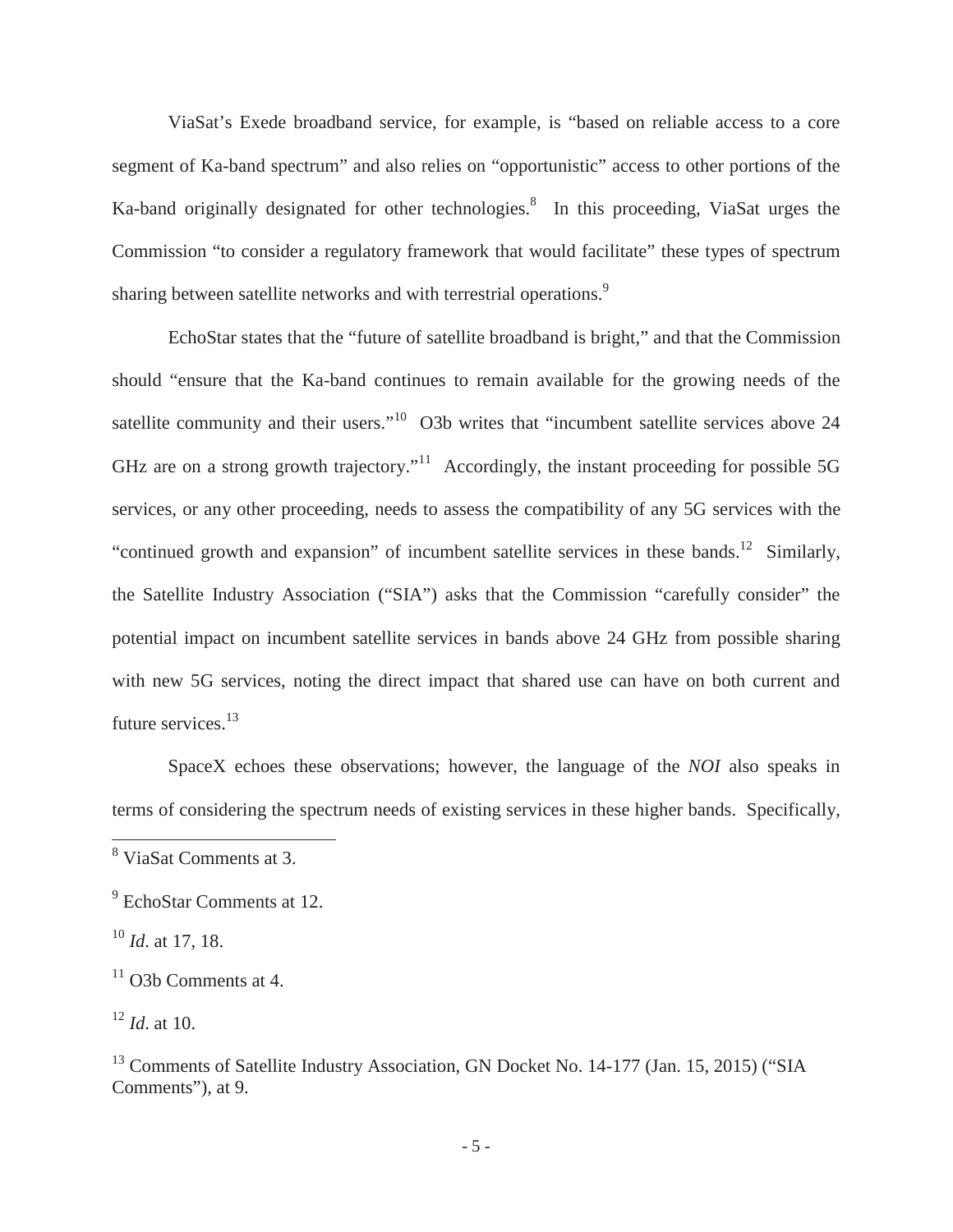ViaSat's Exede broadband service, for example, is "based on reliable access to a core segment of Ka-band spectrum" and also relies on "opportunistic" access to other portions of the Ka-band originally designated for other technologies.[8] In this proceeding, ViaSat urges the Commission "to consider a regulatory framework that would facilitate" these types of spectrum sharing between satellite networks and with terrestrial operations.[9]

EchoStar states that the "future of satellite broadband is bright," and that the Commission should "ensure that the Ka-band continues to remain available for the growing needs of the satellite community and their users."[10] O3b writes that "incumbent satellite services above 24 GHz are on a strong growth trajectory."[11] Accordingly, the instant proceeding for possible 5G services, or any other proceeding, needs to assess the compatibility of any 5G services with the "continued growth and expansion" of incumbent satellite services in these bands.[12] Similarly, the Satellite Industry Association ("SIA") asks that the Commission "carefully consider" the potential impact on incumbent satellite services in bands above 24 GHz from possible sharing with new 5G services, noting the direct impact that shared use can have on both current and future services.[13]

SpaceX echoes these observations; however, the language of the *NOI* also speaks in terms of considering the spectrum needs of existing services in these higher bands. Specifically,

---

[8] ViaSat Comments at 3.

[9] EchoStar Comments at 12.

[10] *Id*. at 17, 18.

[11] O3b Comments at 4.

[12] *Id*. at 10.

[13] Comments of Satellite Industry Association, GN Docket No. 14-177 (Jan. 15, 2015) ("SIA Comments"), at 9.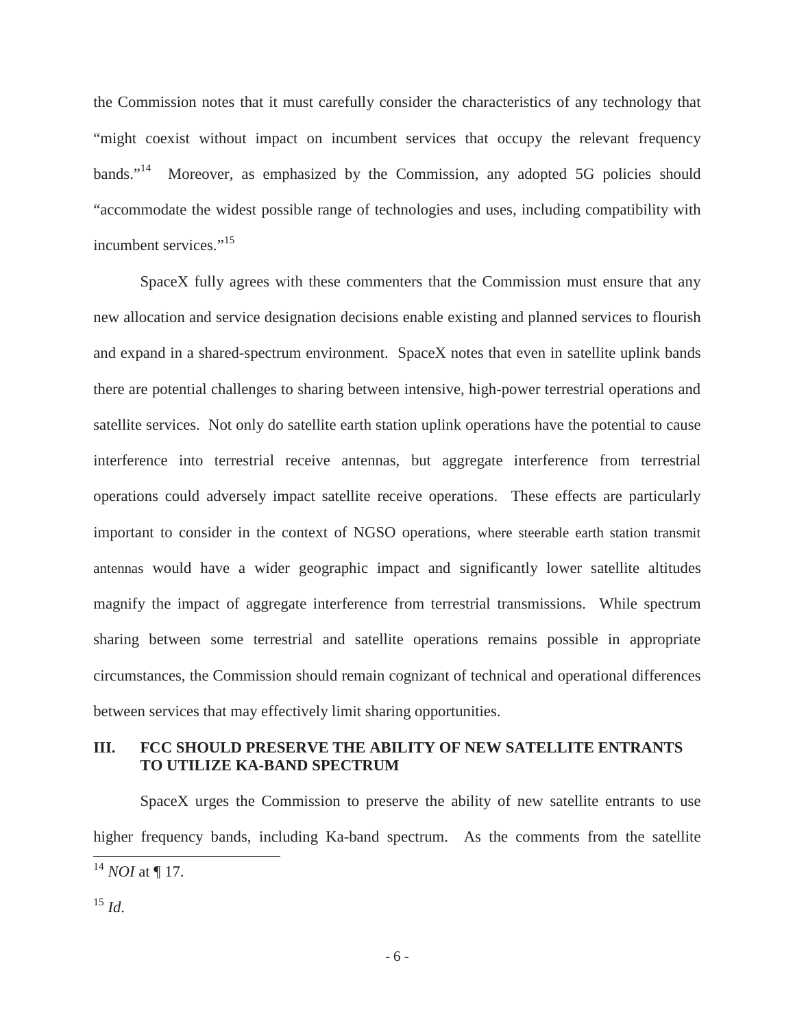the Commission notes that it must carefully consider the characteristics of any technology that "might coexist without impact on incumbent services that occupy the relevant frequency bands."[14] Moreover, as emphasized by the Commission, any adopted 5G policies should "accommodate the widest possible range of technologies and uses, including compatibility with incumbent services."[15]

SpaceX fully agrees with these commenters that the Commission must ensure that any new allocation and service designation decisions enable existing and planned services to flourish and expand in a shared-spectrum environment. SpaceX notes that even in satellite uplink bands there are potential challenges to sharing between intensive, high-power terrestrial operations and satellite services. Not only do satellite earth station uplink operations have the potential to cause interference into terrestrial receive antennas, but aggregate interference from terrestrial operations could adversely impact satellite receive operations. These effects are particularly important to consider in the context of NGSO operations, where steerable earth station transmit antennas would have a wider geographic impact and significantly lower satellite altitudes magnify the impact of aggregate interference from terrestrial transmissions. While spectrum sharing between some terrestrial and satellite operations remains possible in appropriate circumstances, the Commission should remain cognizant of technical and operational differences between services that may effectively limit sharing opportunities.

## III. FCC SHOULD PRESERVE THE ABILITY OF NEW SATELLITE ENTRANTS TO UTILIZE KA-BAND SPECTRUM

SpaceX urges the Commission to preserve the ability of new satellite entrants to use higher frequency bands, including Ka-band spectrum. As the comments from the satellite

---

[14] *NOI* at ¶ 17.

[15] *Id*.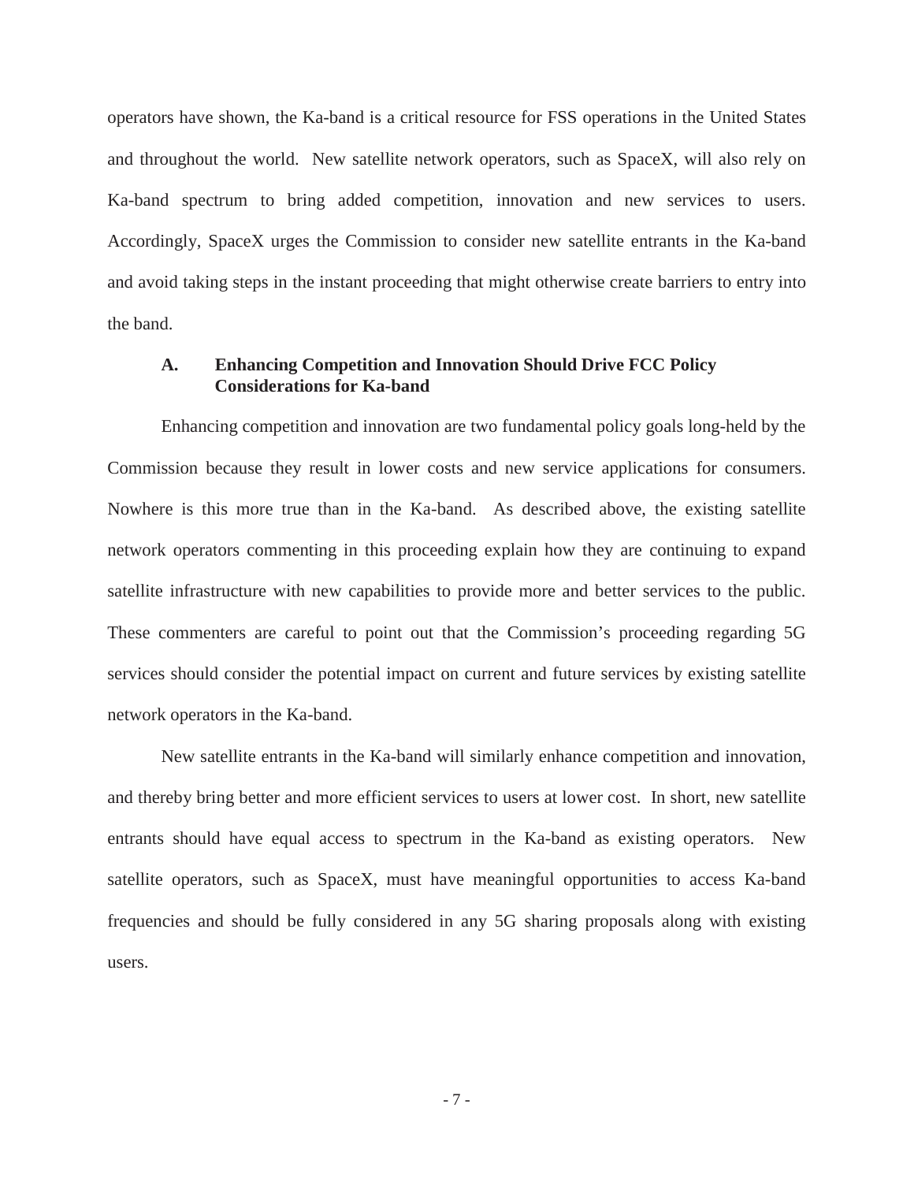operators have shown, the Ka-band is a critical resource for FSS operations in the United States and throughout the world. New satellite network operators, such as SpaceX, will also rely on Ka-band spectrum to bring added competition, innovation and new services to users. Accordingly, SpaceX urges the Commission to consider new satellite entrants in the Ka-band and avoid taking steps in the instant proceeding that might otherwise create barriers to entry into the band.

### A. Enhancing Competition and Innovation Should Drive FCC Policy Considerations for Ka-band

Enhancing competition and innovation are two fundamental policy goals long-held by the Commission because they result in lower costs and new service applications for consumers. Nowhere is this more true than in the Ka-band. As described above, the existing satellite network operators commenting in this proceeding explain how they are continuing to expand satellite infrastructure with new capabilities to provide more and better services to the public. These commenters are careful to point out that the Commission's proceeding regarding 5G services should consider the potential impact on current and future services by existing satellite network operators in the Ka-band.

New satellite entrants in the Ka-band will similarly enhance competition and innovation, and thereby bring better and more efficient services to users at lower cost. In short, new satellite entrants should have equal access to spectrum in the Ka-band as existing operators. New satellite operators, such as SpaceX, must have meaningful opportunities to access Ka-band frequencies and should be fully considered in any 5G sharing proposals along with existing users.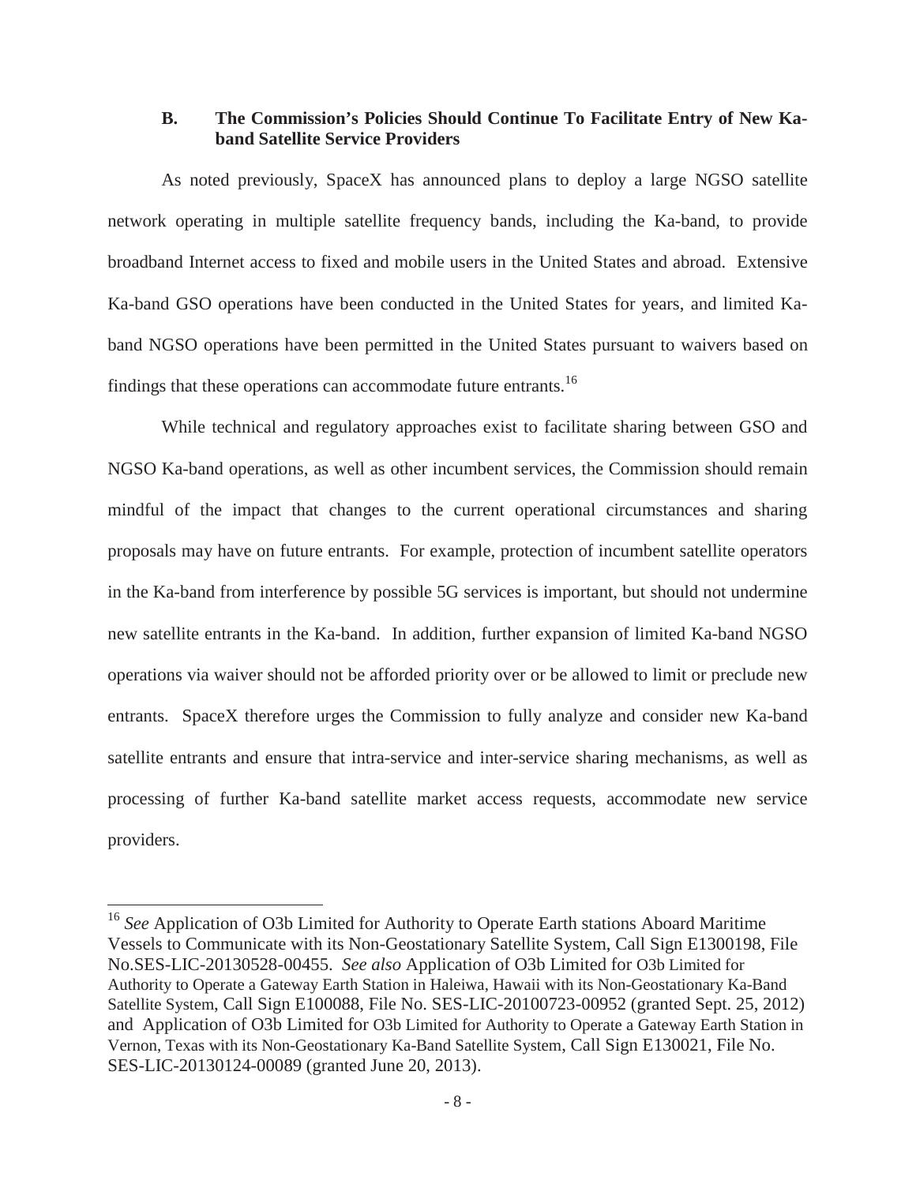### B. The Commission's Policies Should Continue To Facilitate Entry of New Ka-band Satellite Service Providers

As noted previously, SpaceX has announced plans to deploy a large NGSO satellite network operating in multiple satellite frequency bands, including the Ka-band, to provide broadband Internet access to fixed and mobile users in the United States and abroad. Extensive Ka-band GSO operations have been conducted in the United States for years, and limited Ka-band NGSO operations have been permitted in the United States pursuant to waivers based on findings that these operations can accommodate future entrants.[16]

While technical and regulatory approaches exist to facilitate sharing between GSO and NGSO Ka-band operations, as well as other incumbent services, the Commission should remain mindful of the impact that changes to the current operational circumstances and sharing proposals may have on future entrants. For example, protection of incumbent satellite operators in the Ka-band from interference by possible 5G services is important, but should not undermine new satellite entrants in the Ka-band. In addition, further expansion of limited Ka-band NGSO operations via waiver should not be afforded priority over or be allowed to limit or preclude new entrants. SpaceX therefore urges the Commission to fully analyze and consider new Ka-band satellite entrants and ensure that intra-service and inter-service sharing mechanisms, as well as processing of further Ka-band satellite market access requests, accommodate new service providers.

---

[16] *See* Application of O3b Limited for Authority to Operate Earth stations Aboard Maritime Vessels to Communicate with its Non-Geostationary Satellite System, Call Sign E1300198, File No.SES-LIC-20130528-00455. *See also* Application of O3b Limited for O3b Limited for Authority to Operate a Gateway Earth Station in Haleiwa, Hawaii with its Non-Geostationary Ka-Band Satellite System, Call Sign E100088, File No. SES-LIC-20100723-00952 (granted Sept. 25, 2012) and Application of O3b Limited for O3b Limited for Authority to Operate a Gateway Earth Station in Vernon, Texas with its Non-Geostationary Ka-Band Satellite System, Call Sign E130021, File No. SES-LIC-20130124-00089 (granted June 20, 2013).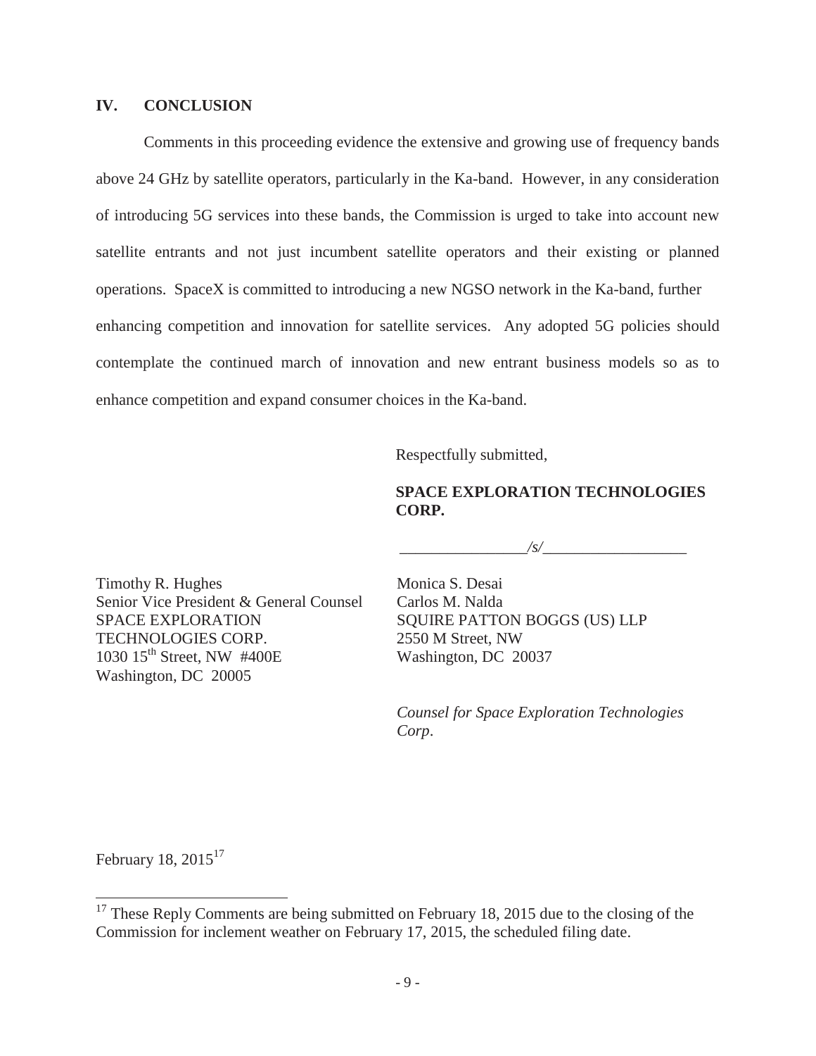## IV. CONCLUSION

Comments in this proceeding evidence the extensive and growing use of frequency bands above 24 GHz by satellite operators, particularly in the Ka-band. However, in any consideration of introducing 5G services into these bands, the Commission is urged to take into account new satellite entrants and not just incumbent satellite operators and their existing or planned operations. SpaceX is committed to introducing a new NGSO network in the Ka-band, further enhancing competition and innovation for satellite services. Any adopted 5G policies should contemplate the continued march of innovation and new entrant business models so as to enhance competition and expand consumer choices in the Ka-band.

Respectfully submitted,

**SPACE EXPLORATION TECHNOLOGIES CORP.**

_________________/s/___________________

Timothy R. Hughes
Senior Vice President & General Counsel
SPACE EXPLORATION TECHNOLOGIES CORP.
1030 15th Street, NW #400E
Washington, DC 20005

Monica S. Desai
Carlos M. Nalda
SQUIRE PATTON BOGGS (US) LLP
2550 M Street, NW
Washington, DC 20037

*Counsel for Space Exploration Technologies Corp*.

February 18, 2015[17]

---

[17] These Reply Comments are being submitted on February 18, 2015 due to the closing of the Commission for inclement weather on February 17, 2015, the scheduled filing date.